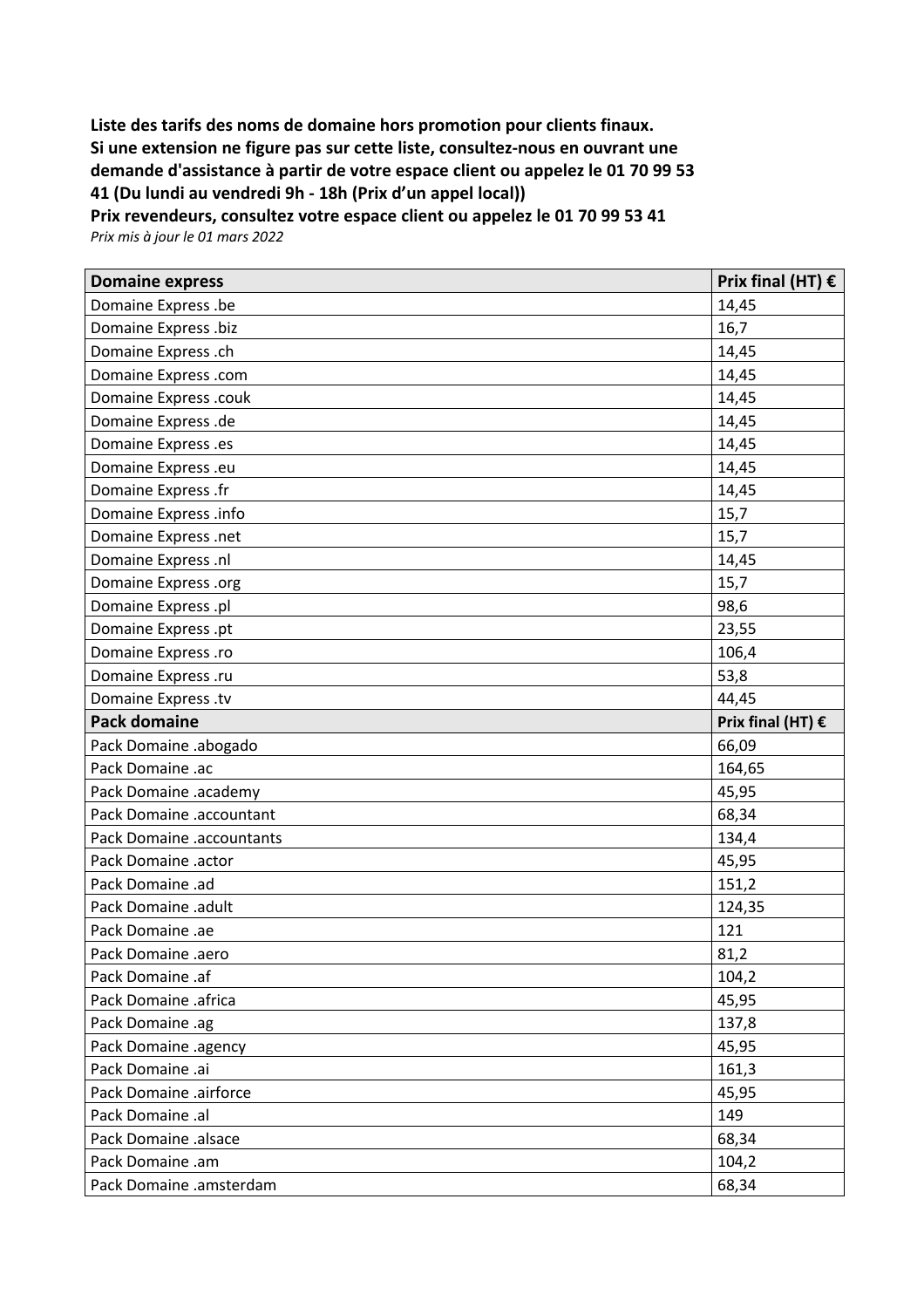**Liste des tarifs des noms de domaine hors promotion pour clients finaux.**
**Si une extension ne figure pas sur cette liste, consultez-nous en ouvrant une demande d'assistance à partir de votre espace client ou appelez le 01 70 99 53 41 (Du lundi au vendredi 9h - 18h (Prix d'un appel local))**
**Prix revendeurs, consultez votre espace client ou appelez le 01 70 99 53 41**
*Prix mis à jour le 01 mars 2022*

| **Domaine express** | **Prix final (HT) €** |
|---|---|
| Domaine Express .be | 14,45 |
| Domaine Express .biz | 16,7 |
| Domaine Express .ch | 14,45 |
| Domaine Express .com | 14,45 |
| Domaine Express .couk | 14,45 |
| Domaine Express .de | 14,45 |
| Domaine Express .es | 14,45 |
| Domaine Express .eu | 14,45 |
| Domaine Express .fr | 14,45 |
| Domaine Express .info | 15,7 |
| Domaine Express .net | 15,7 |
| Domaine Express .nl | 14,45 |
| Domaine Express .org | 15,7 |
| Domaine Express .pl | 98,6 |
| Domaine Express .pt | 23,55 |
| Domaine Express .ro | 106,4 |
| Domaine Express .ru | 53,8 |
| Domaine Express .tv | 44,45 |
| **Pack domaine** | **Prix final (HT) €** |
| Pack Domaine .abogado | 66,09 |
| Pack Domaine .ac | 164,65 |
| Pack Domaine .academy | 45,95 |
| Pack Domaine .accountant | 68,34 |
| Pack Domaine .accountants | 134,4 |
| Pack Domaine .actor | 45,95 |
| Pack Domaine .ad | 151,2 |
| Pack Domaine .adult | 124,35 |
| Pack Domaine .ae | 121 |
| Pack Domaine .aero | 81,2 |
| Pack Domaine .af | 104,2 |
| Pack Domaine .africa | 45,95 |
| Pack Domaine .ag | 137,8 |
| Pack Domaine .agency | 45,95 |
| Pack Domaine .ai | 161,3 |
| Pack Domaine .airforce | 45,95 |
| Pack Domaine .al | 149 |
| Pack Domaine .alsace | 68,34 |
| Pack Domaine .am | 104,2 |
| Pack Domaine .amsterdam | 68,34 |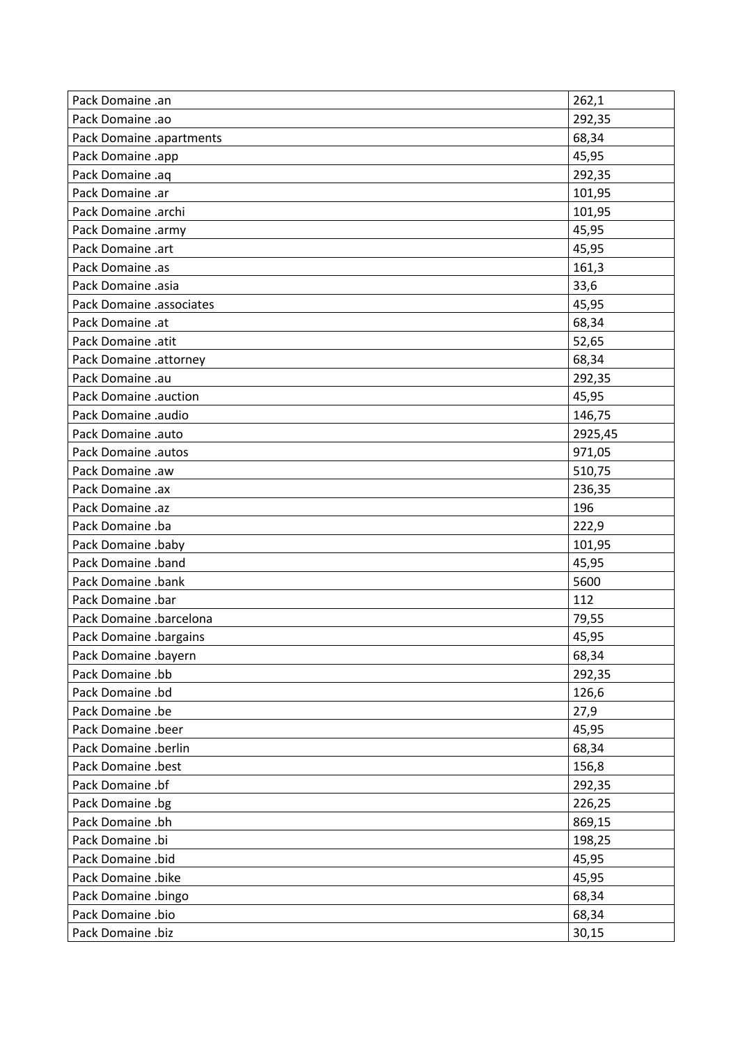| | |
|---|---|
| Pack Domaine .an | 262,1 |
| Pack Domaine .ao | 292,35 |
| Pack Domaine .apartments | 68,34 |
| Pack Domaine .app | 45,95 |
| Pack Domaine .aq | 292,35 |
| Pack Domaine .ar | 101,95 |
| Pack Domaine .archi | 101,95 |
| Pack Domaine .army | 45,95 |
| Pack Domaine .art | 45,95 |
| Pack Domaine .as | 161,3 |
| Pack Domaine .asia | 33,6 |
| Pack Domaine .associates | 45,95 |
| Pack Domaine .at | 68,34 |
| Pack Domaine .atit | 52,65 |
| Pack Domaine .attorney | 68,34 |
| Pack Domaine .au | 292,35 |
| Pack Domaine .auction | 45,95 |
| Pack Domaine .audio | 146,75 |
| Pack Domaine .auto | 2925,45 |
| Pack Domaine .autos | 971,05 |
| Pack Domaine .aw | 510,75 |
| Pack Domaine .ax | 236,35 |
| Pack Domaine .az | 196 |
| Pack Domaine .ba | 222,9 |
| Pack Domaine .baby | 101,95 |
| Pack Domaine .band | 45,95 |
| Pack Domaine .bank | 5600 |
| Pack Domaine .bar | 112 |
| Pack Domaine .barcelona | 79,55 |
| Pack Domaine .bargains | 45,95 |
| Pack Domaine .bayern | 68,34 |
| Pack Domaine .bb | 292,35 |
| Pack Domaine .bd | 126,6 |
| Pack Domaine .be | 27,9 |
| Pack Domaine .beer | 45,95 |
| Pack Domaine .berlin | 68,34 |
| Pack Domaine .best | 156,8 |
| Pack Domaine .bf | 292,35 |
| Pack Domaine .bg | 226,25 |
| Pack Domaine .bh | 869,15 |
| Pack Domaine .bi | 198,25 |
| Pack Domaine .bid | 45,95 |
| Pack Domaine .bike | 45,95 |
| Pack Domaine .bingo | 68,34 |
| Pack Domaine .bio | 68,34 |
| Pack Domaine .biz | 30,15 |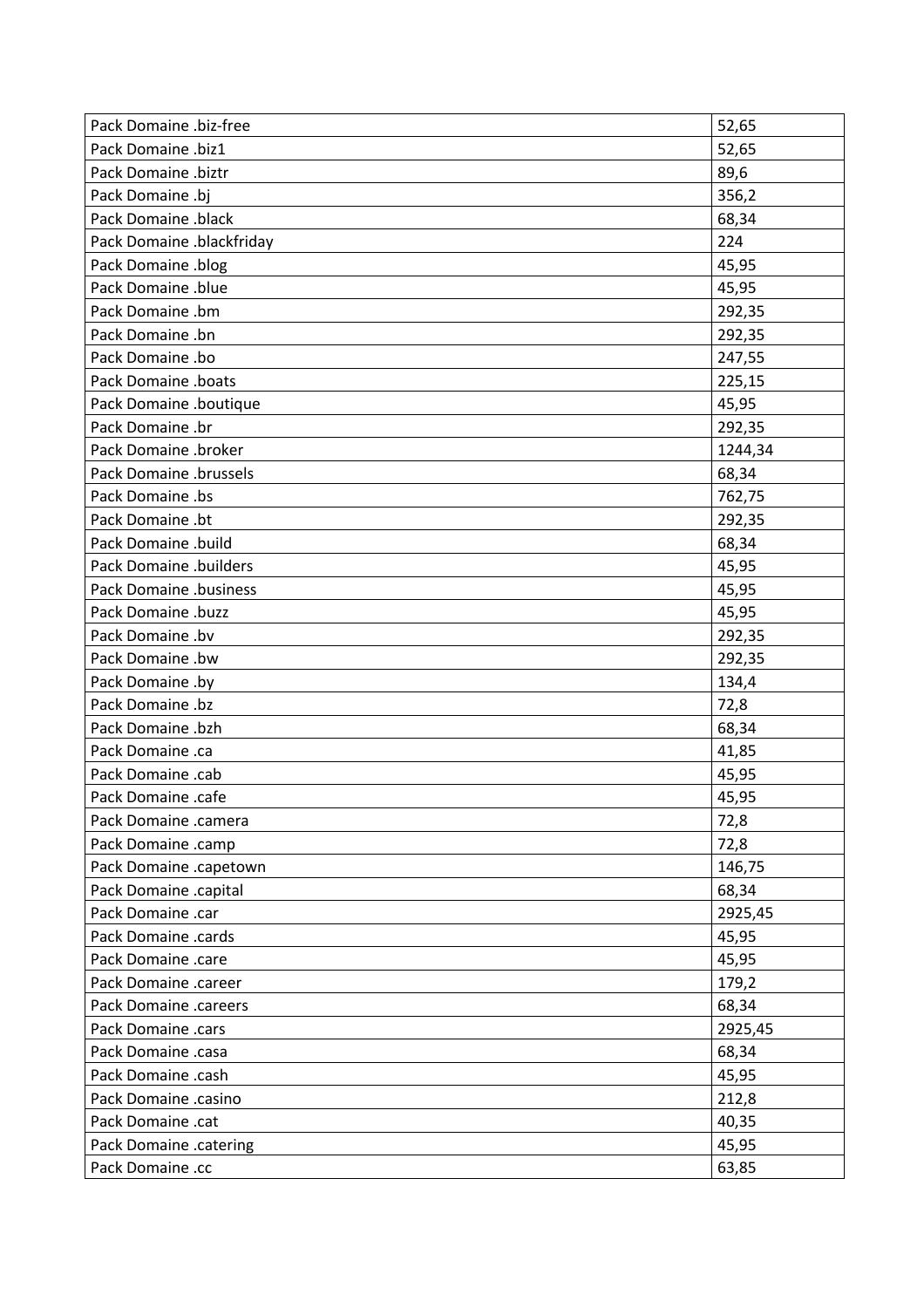| | |
|---|---|
| Pack Domaine .biz-free | 52,65 |
| Pack Domaine .biz1 | 52,65 |
| Pack Domaine .biztr | 89,6 |
| Pack Domaine .bj | 356,2 |
| Pack Domaine .black | 68,34 |
| Pack Domaine .blackfriday | 224 |
| Pack Domaine .blog | 45,95 |
| Pack Domaine .blue | 45,95 |
| Pack Domaine .bm | 292,35 |
| Pack Domaine .bn | 292,35 |
| Pack Domaine .bo | 247,55 |
| Pack Domaine .boats | 225,15 |
| Pack Domaine .boutique | 45,95 |
| Pack Domaine .br | 292,35 |
| Pack Domaine .broker | 1244,34 |
| Pack Domaine .brussels | 68,34 |
| Pack Domaine .bs | 762,75 |
| Pack Domaine .bt | 292,35 |
| Pack Domaine .build | 68,34 |
| Pack Domaine .builders | 45,95 |
| Pack Domaine .business | 45,95 |
| Pack Domaine .buzz | 45,95 |
| Pack Domaine .bv | 292,35 |
| Pack Domaine .bw | 292,35 |
| Pack Domaine .by | 134,4 |
| Pack Domaine .bz | 72,8 |
| Pack Domaine .bzh | 68,34 |
| Pack Domaine .ca | 41,85 |
| Pack Domaine .cab | 45,95 |
| Pack Domaine .cafe | 45,95 |
| Pack Domaine .camera | 72,8 |
| Pack Domaine .camp | 72,8 |
| Pack Domaine .capetown | 146,75 |
| Pack Domaine .capital | 68,34 |
| Pack Domaine .car | 2925,45 |
| Pack Domaine .cards | 45,95 |
| Pack Domaine .care | 45,95 |
| Pack Domaine .career | 179,2 |
| Pack Domaine .careers | 68,34 |
| Pack Domaine .cars | 2925,45 |
| Pack Domaine .casa | 68,34 |
| Pack Domaine .cash | 45,95 |
| Pack Domaine .casino | 212,8 |
| Pack Domaine .cat | 40,35 |
| Pack Domaine .catering | 45,95 |
| Pack Domaine .cc | 63,85 |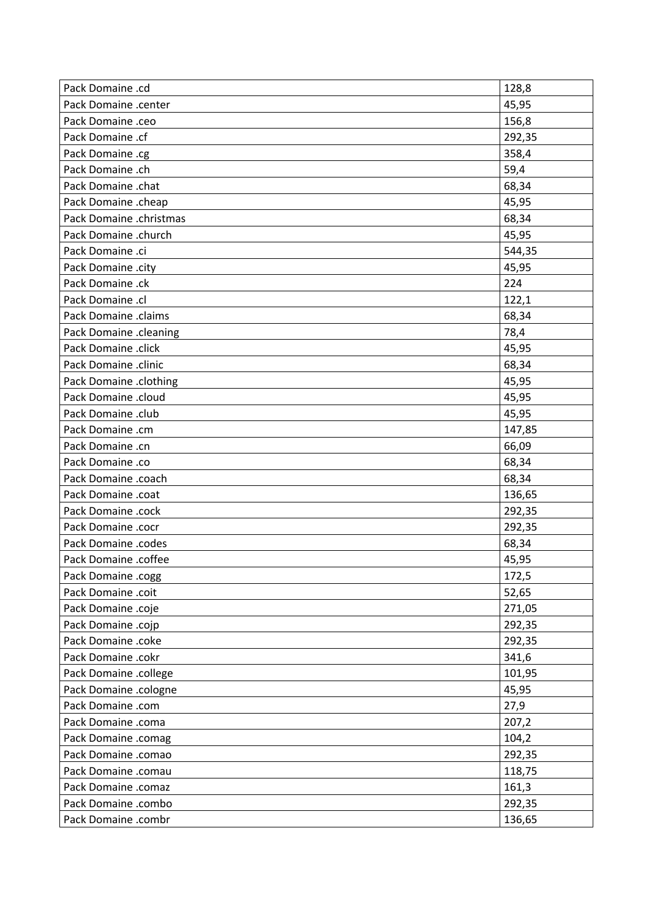| | |
|---|---|
| Pack Domaine .cd | 128,8 |
| Pack Domaine .center | 45,95 |
| Pack Domaine .ceo | 156,8 |
| Pack Domaine .cf | 292,35 |
| Pack Domaine .cg | 358,4 |
| Pack Domaine .ch | 59,4 |
| Pack Domaine .chat | 68,34 |
| Pack Domaine .cheap | 45,95 |
| Pack Domaine .christmas | 68,34 |
| Pack Domaine .church | 45,95 |
| Pack Domaine .ci | 544,35 |
| Pack Domaine .city | 45,95 |
| Pack Domaine .ck | 224 |
| Pack Domaine .cl | 122,1 |
| Pack Domaine .claims | 68,34 |
| Pack Domaine .cleaning | 78,4 |
| Pack Domaine .click | 45,95 |
| Pack Domaine .clinic | 68,34 |
| Pack Domaine .clothing | 45,95 |
| Pack Domaine .cloud | 45,95 |
| Pack Domaine .club | 45,95 |
| Pack Domaine .cm | 147,85 |
| Pack Domaine .cn | 66,09 |
| Pack Domaine .co | 68,34 |
| Pack Domaine .coach | 68,34 |
| Pack Domaine .coat | 136,65 |
| Pack Domaine .cock | 292,35 |
| Pack Domaine .cocr | 292,35 |
| Pack Domaine .codes | 68,34 |
| Pack Domaine .coffee | 45,95 |
| Pack Domaine .cogg | 172,5 |
| Pack Domaine .coit | 52,65 |
| Pack Domaine .coje | 271,05 |
| Pack Domaine .cojp | 292,35 |
| Pack Domaine .coke | 292,35 |
| Pack Domaine .cokr | 341,6 |
| Pack Domaine .college | 101,95 |
| Pack Domaine .cologne | 45,95 |
| Pack Domaine .com | 27,9 |
| Pack Domaine .coma | 207,2 |
| Pack Domaine .comag | 104,2 |
| Pack Domaine .comao | 292,35 |
| Pack Domaine .comau | 118,75 |
| Pack Domaine .comaz | 161,3 |
| Pack Domaine .combo | 292,35 |
| Pack Domaine .combr | 136,65 |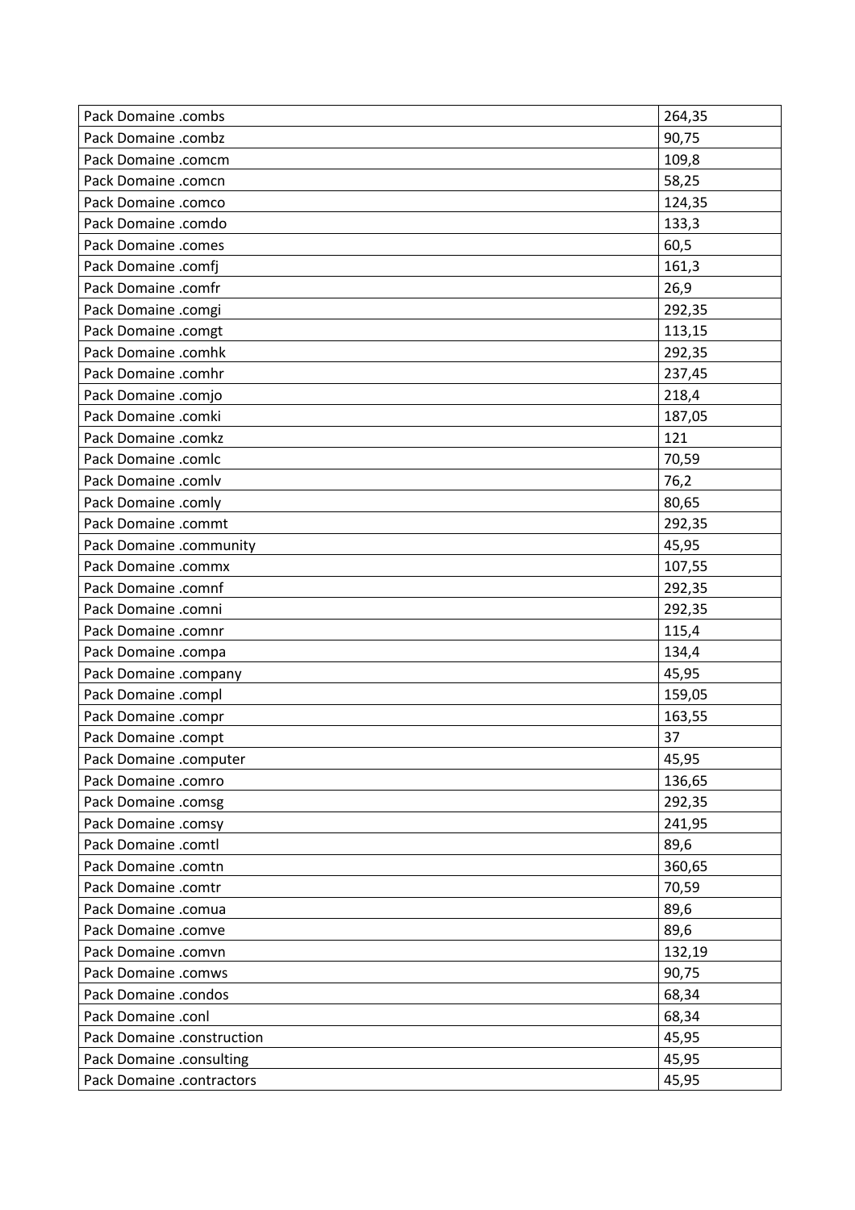| | |
|---|---|
| Pack Domaine .combs | 264,35 |
| Pack Domaine .combz | 90,75 |
| Pack Domaine .comcm | 109,8 |
| Pack Domaine .comcn | 58,25 |
| Pack Domaine .comco | 124,35 |
| Pack Domaine .comdo | 133,3 |
| Pack Domaine .comes | 60,5 |
| Pack Domaine .comfj | 161,3 |
| Pack Domaine .comfr | 26,9 |
| Pack Domaine .comgi | 292,35 |
| Pack Domaine .comgt | 113,15 |
| Pack Domaine .comhk | 292,35 |
| Pack Domaine .comhr | 237,45 |
| Pack Domaine .comjo | 218,4 |
| Pack Domaine .comki | 187,05 |
| Pack Domaine .comkz | 121 |
| Pack Domaine .comlc | 70,59 |
| Pack Domaine .comlv | 76,2 |
| Pack Domaine .comly | 80,65 |
| Pack Domaine .commt | 292,35 |
| Pack Domaine .community | 45,95 |
| Pack Domaine .commx | 107,55 |
| Pack Domaine .comnf | 292,35 |
| Pack Domaine .comni | 292,35 |
| Pack Domaine .comnr | 115,4 |
| Pack Domaine .compa | 134,4 |
| Pack Domaine .company | 45,95 |
| Pack Domaine .compl | 159,05 |
| Pack Domaine .compr | 163,55 |
| Pack Domaine .compt | 37 |
| Pack Domaine .computer | 45,95 |
| Pack Domaine .comro | 136,65 |
| Pack Domaine .comsg | 292,35 |
| Pack Domaine .comsy | 241,95 |
| Pack Domaine .comtl | 89,6 |
| Pack Domaine .comtn | 360,65 |
| Pack Domaine .comtr | 70,59 |
| Pack Domaine .comua | 89,6 |
| Pack Domaine .comve | 89,6 |
| Pack Domaine .comvn | 132,19 |
| Pack Domaine .comws | 90,75 |
| Pack Domaine .condos | 68,34 |
| Pack Domaine .conl | 68,34 |
| Pack Domaine .construction | 45,95 |
| Pack Domaine .consulting | 45,95 |
| Pack Domaine .contractors | 45,95 |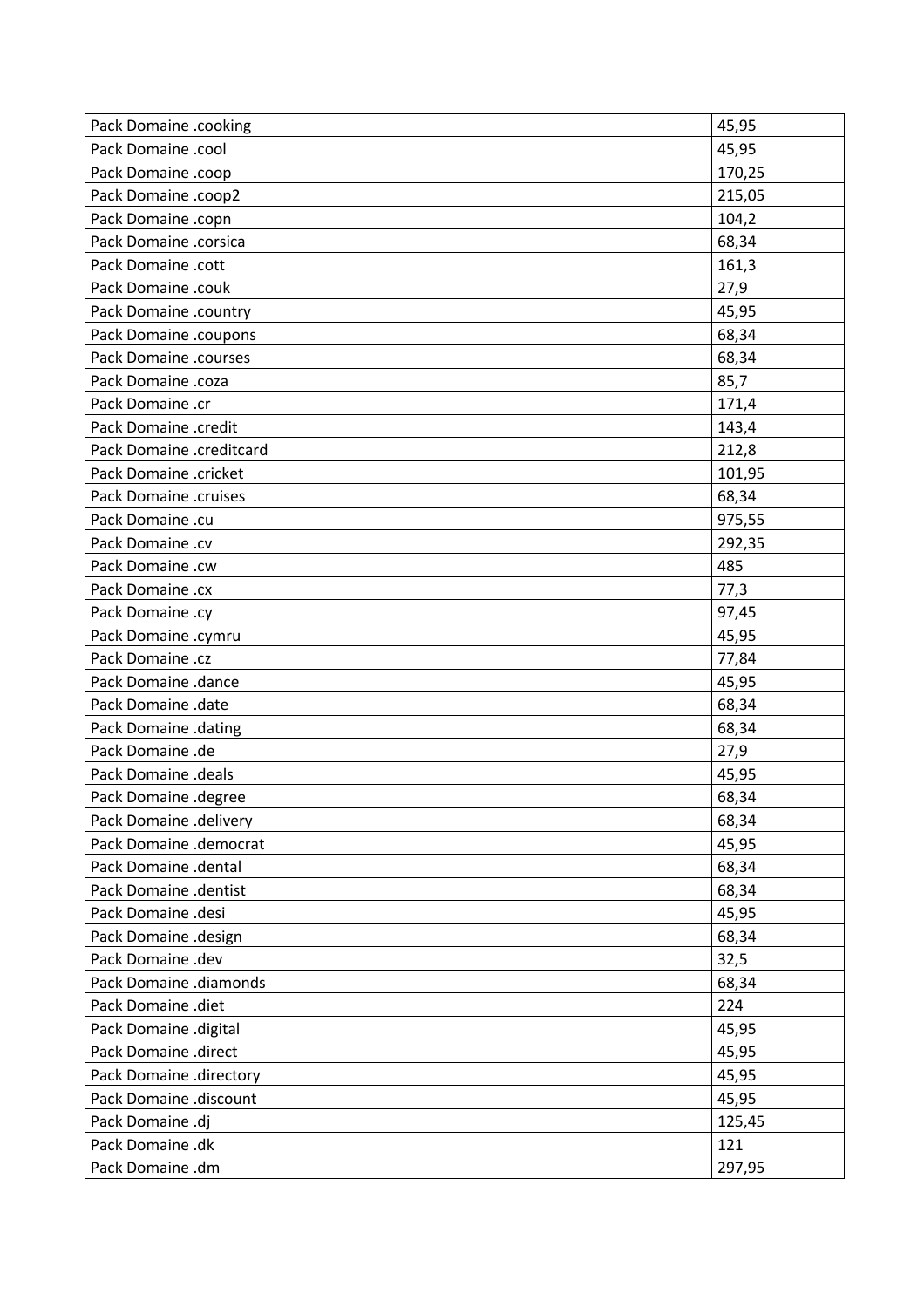| | |
|---|---|
| Pack Domaine .cooking | 45,95 |
| Pack Domaine .cool | 45,95 |
| Pack Domaine .coop | 170,25 |
| Pack Domaine .coop2 | 215,05 |
| Pack Domaine .copn | 104,2 |
| Pack Domaine .corsica | 68,34 |
| Pack Domaine .cott | 161,3 |
| Pack Domaine .couk | 27,9 |
| Pack Domaine .country | 45,95 |
| Pack Domaine .coupons | 68,34 |
| Pack Domaine .courses | 68,34 |
| Pack Domaine .coza | 85,7 |
| Pack Domaine .cr | 171,4 |
| Pack Domaine .credit | 143,4 |
| Pack Domaine .creditcard | 212,8 |
| Pack Domaine .cricket | 101,95 |
| Pack Domaine .cruises | 68,34 |
| Pack Domaine .cu | 975,55 |
| Pack Domaine .cv | 292,35 |
| Pack Domaine .cw | 485 |
| Pack Domaine .cx | 77,3 |
| Pack Domaine .cy | 97,45 |
| Pack Domaine .cymru | 45,95 |
| Pack Domaine .cz | 77,84 |
| Pack Domaine .dance | 45,95 |
| Pack Domaine .date | 68,34 |
| Pack Domaine .dating | 68,34 |
| Pack Domaine .de | 27,9 |
| Pack Domaine .deals | 45,95 |
| Pack Domaine .degree | 68,34 |
| Pack Domaine .delivery | 68,34 |
| Pack Domaine .democrat | 45,95 |
| Pack Domaine .dental | 68,34 |
| Pack Domaine .dentist | 68,34 |
| Pack Domaine .desi | 45,95 |
| Pack Domaine .design | 68,34 |
| Pack Domaine .dev | 32,5 |
| Pack Domaine .diamonds | 68,34 |
| Pack Domaine .diet | 224 |
| Pack Domaine .digital | 45,95 |
| Pack Domaine .direct | 45,95 |
| Pack Domaine .directory | 45,95 |
| Pack Domaine .discount | 45,95 |
| Pack Domaine .dj | 125,45 |
| Pack Domaine .dk | 121 |
| Pack Domaine .dm | 297,95 |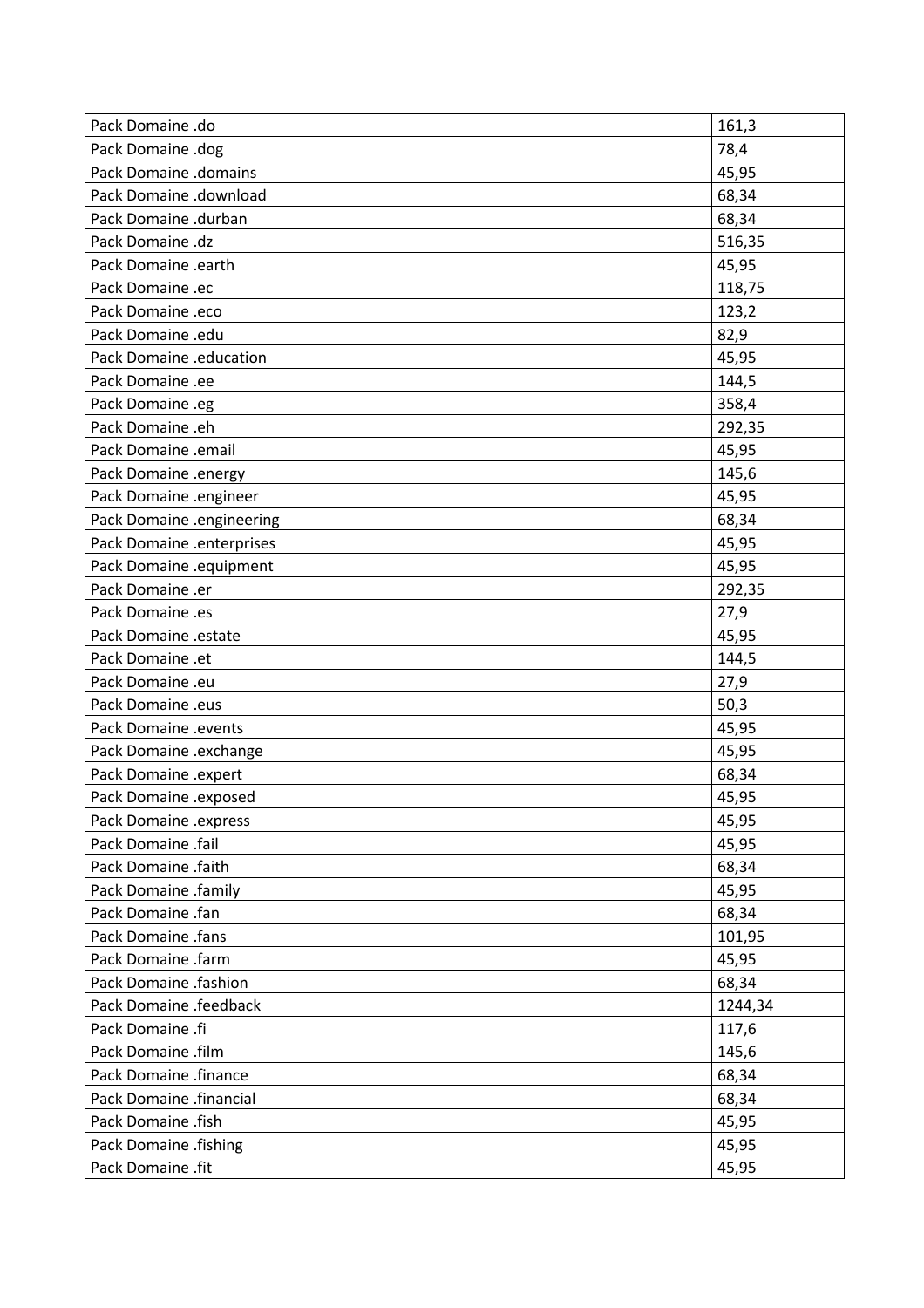| | |
|---|---|
| Pack Domaine .do | 161,3 |
| Pack Domaine .dog | 78,4 |
| Pack Domaine .domains | 45,95 |
| Pack Domaine .download | 68,34 |
| Pack Domaine .durban | 68,34 |
| Pack Domaine .dz | 516,35 |
| Pack Domaine .earth | 45,95 |
| Pack Domaine .ec | 118,75 |
| Pack Domaine .eco | 123,2 |
| Pack Domaine .edu | 82,9 |
| Pack Domaine .education | 45,95 |
| Pack Domaine .ee | 144,5 |
| Pack Domaine .eg | 358,4 |
| Pack Domaine .eh | 292,35 |
| Pack Domaine .email | 45,95 |
| Pack Domaine .energy | 145,6 |
| Pack Domaine .engineer | 45,95 |
| Pack Domaine .engineering | 68,34 |
| Pack Domaine .enterprises | 45,95 |
| Pack Domaine .equipment | 45,95 |
| Pack Domaine .er | 292,35 |
| Pack Domaine .es | 27,9 |
| Pack Domaine .estate | 45,95 |
| Pack Domaine .et | 144,5 |
| Pack Domaine .eu | 27,9 |
| Pack Domaine .eus | 50,3 |
| Pack Domaine .events | 45,95 |
| Pack Domaine .exchange | 45,95 |
| Pack Domaine .expert | 68,34 |
| Pack Domaine .exposed | 45,95 |
| Pack Domaine .express | 45,95 |
| Pack Domaine .fail | 45,95 |
| Pack Domaine .faith | 68,34 |
| Pack Domaine .family | 45,95 |
| Pack Domaine .fan | 68,34 |
| Pack Domaine .fans | 101,95 |
| Pack Domaine .farm | 45,95 |
| Pack Domaine .fashion | 68,34 |
| Pack Domaine .feedback | 1244,34 |
| Pack Domaine .fi | 117,6 |
| Pack Domaine .film | 145,6 |
| Pack Domaine .finance | 68,34 |
| Pack Domaine .financial | 68,34 |
| Pack Domaine .fish | 45,95 |
| Pack Domaine .fishing | 45,95 |
| Pack Domaine .fit | 45,95 |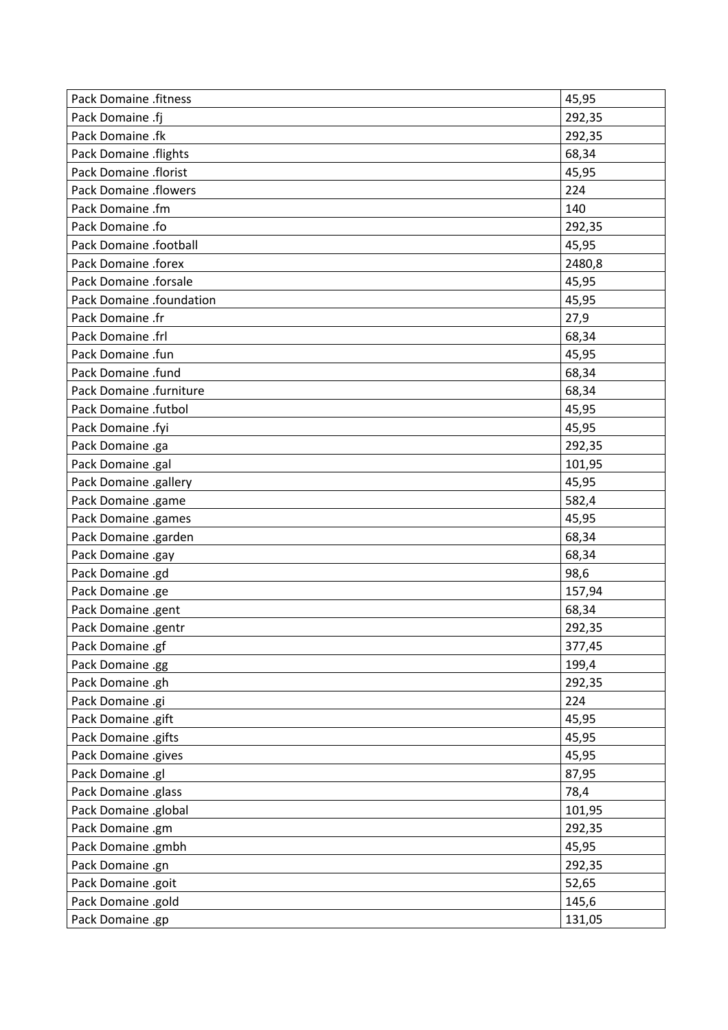| | |
|---|---|
| Pack Domaine .fitness | 45,95 |
| Pack Domaine .fj | 292,35 |
| Pack Domaine .fk | 292,35 |
| Pack Domaine .flights | 68,34 |
| Pack Domaine .florist | 45,95 |
| Pack Domaine .flowers | 224 |
| Pack Domaine .fm | 140 |
| Pack Domaine .fo | 292,35 |
| Pack Domaine .football | 45,95 |
| Pack Domaine .forex | 2480,8 |
| Pack Domaine .forsale | 45,95 |
| Pack Domaine .foundation | 45,95 |
| Pack Domaine .fr | 27,9 |
| Pack Domaine .frl | 68,34 |
| Pack Domaine .fun | 45,95 |
| Pack Domaine .fund | 68,34 |
| Pack Domaine .furniture | 68,34 |
| Pack Domaine .futbol | 45,95 |
| Pack Domaine .fyi | 45,95 |
| Pack Domaine .ga | 292,35 |
| Pack Domaine .gal | 101,95 |
| Pack Domaine .gallery | 45,95 |
| Pack Domaine .game | 582,4 |
| Pack Domaine .games | 45,95 |
| Pack Domaine .garden | 68,34 |
| Pack Domaine .gay | 68,34 |
| Pack Domaine .gd | 98,6 |
| Pack Domaine .ge | 157,94 |
| Pack Domaine .gent | 68,34 |
| Pack Domaine .gentr | 292,35 |
| Pack Domaine .gf | 377,45 |
| Pack Domaine .gg | 199,4 |
| Pack Domaine .gh | 292,35 |
| Pack Domaine .gi | 224 |
| Pack Domaine .gift | 45,95 |
| Pack Domaine .gifts | 45,95 |
| Pack Domaine .gives | 45,95 |
| Pack Domaine .gl | 87,95 |
| Pack Domaine .glass | 78,4 |
| Pack Domaine .global | 101,95 |
| Pack Domaine .gm | 292,35 |
| Pack Domaine .gmbh | 45,95 |
| Pack Domaine .gn | 292,35 |
| Pack Domaine .goit | 52,65 |
| Pack Domaine .gold | 145,6 |
| Pack Domaine .gp | 131,05 |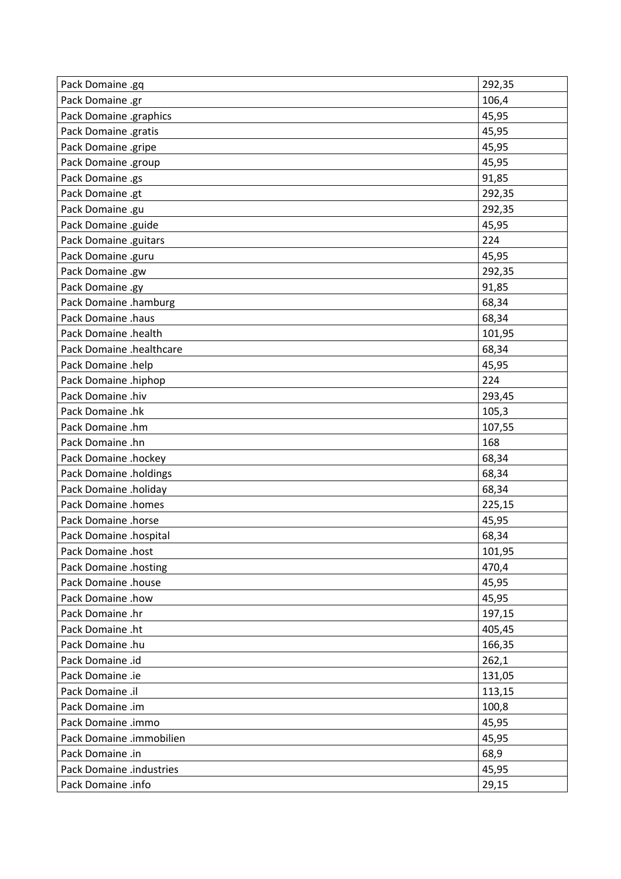| | |
|---|---|
| Pack Domaine .gq | 292,35 |
| Pack Domaine .gr | 106,4 |
| Pack Domaine .graphics | 45,95 |
| Pack Domaine .gratis | 45,95 |
| Pack Domaine .gripe | 45,95 |
| Pack Domaine .group | 45,95 |
| Pack Domaine .gs | 91,85 |
| Pack Domaine .gt | 292,35 |
| Pack Domaine .gu | 292,35 |
| Pack Domaine .guide | 45,95 |
| Pack Domaine .guitars | 224 |
| Pack Domaine .guru | 45,95 |
| Pack Domaine .gw | 292,35 |
| Pack Domaine .gy | 91,85 |
| Pack Domaine .hamburg | 68,34 |
| Pack Domaine .haus | 68,34 |
| Pack Domaine .health | 101,95 |
| Pack Domaine .healthcare | 68,34 |
| Pack Domaine .help | 45,95 |
| Pack Domaine .hiphop | 224 |
| Pack Domaine .hiv | 293,45 |
| Pack Domaine .hk | 105,3 |
| Pack Domaine .hm | 107,55 |
| Pack Domaine .hn | 168 |
| Pack Domaine .hockey | 68,34 |
| Pack Domaine .holdings | 68,34 |
| Pack Domaine .holiday | 68,34 |
| Pack Domaine .homes | 225,15 |
| Pack Domaine .horse | 45,95 |
| Pack Domaine .hospital | 68,34 |
| Pack Domaine .host | 101,95 |
| Pack Domaine .hosting | 470,4 |
| Pack Domaine .house | 45,95 |
| Pack Domaine .how | 45,95 |
| Pack Domaine .hr | 197,15 |
| Pack Domaine .ht | 405,45 |
| Pack Domaine .hu | 166,35 |
| Pack Domaine .id | 262,1 |
| Pack Domaine .ie | 131,05 |
| Pack Domaine .il | 113,15 |
| Pack Domaine .im | 100,8 |
| Pack Domaine .immo | 45,95 |
| Pack Domaine .immobilien | 45,95 |
| Pack Domaine .in | 68,9 |
| Pack Domaine .industries | 45,95 |
| Pack Domaine .info | 29,15 |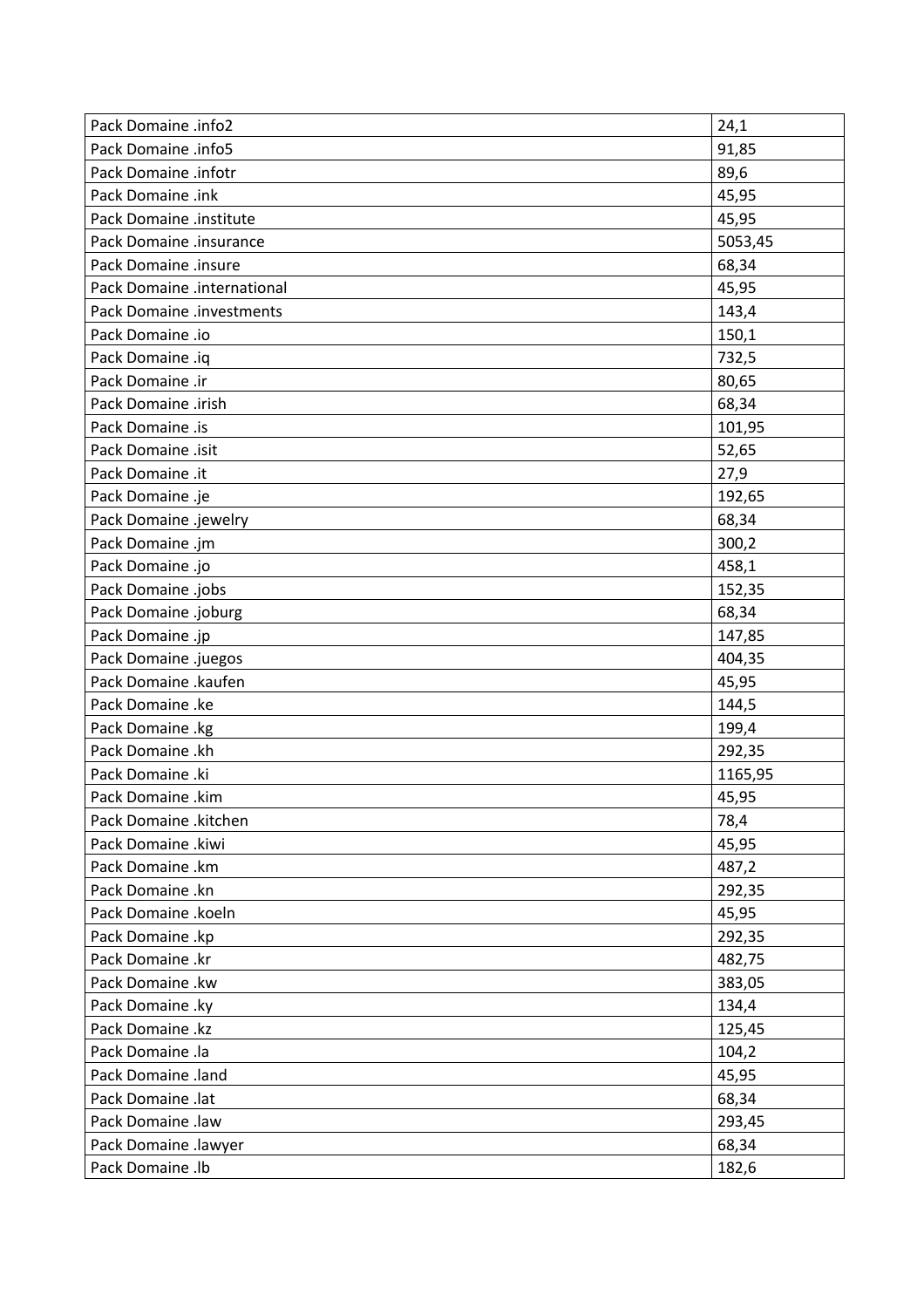| | |
|---|---|
| Pack Domaine .info2 | 24,1 |
| Pack Domaine .info5 | 91,85 |
| Pack Domaine .infotr | 89,6 |
| Pack Domaine .ink | 45,95 |
| Pack Domaine .institute | 45,95 |
| Pack Domaine .insurance | 5053,45 |
| Pack Domaine .insure | 68,34 |
| Pack Domaine .international | 45,95 |
| Pack Domaine .investments | 143,4 |
| Pack Domaine .io | 150,1 |
| Pack Domaine .iq | 732,5 |
| Pack Domaine .ir | 80,65 |
| Pack Domaine .irish | 68,34 |
| Pack Domaine .is | 101,95 |
| Pack Domaine .isit | 52,65 |
| Pack Domaine .it | 27,9 |
| Pack Domaine .je | 192,65 |
| Pack Domaine .jewelry | 68,34 |
| Pack Domaine .jm | 300,2 |
| Pack Domaine .jo | 458,1 |
| Pack Domaine .jobs | 152,35 |
| Pack Domaine .joburg | 68,34 |
| Pack Domaine .jp | 147,85 |
| Pack Domaine .juegos | 404,35 |
| Pack Domaine .kaufen | 45,95 |
| Pack Domaine .ke | 144,5 |
| Pack Domaine .kg | 199,4 |
| Pack Domaine .kh | 292,35 |
| Pack Domaine .ki | 1165,95 |
| Pack Domaine .kim | 45,95 |
| Pack Domaine .kitchen | 78,4 |
| Pack Domaine .kiwi | 45,95 |
| Pack Domaine .km | 487,2 |
| Pack Domaine .kn | 292,35 |
| Pack Domaine .koeln | 45,95 |
| Pack Domaine .kp | 292,35 |
| Pack Domaine .kr | 482,75 |
| Pack Domaine .kw | 383,05 |
| Pack Domaine .ky | 134,4 |
| Pack Domaine .kz | 125,45 |
| Pack Domaine .la | 104,2 |
| Pack Domaine .land | 45,95 |
| Pack Domaine .lat | 68,34 |
| Pack Domaine .law | 293,45 |
| Pack Domaine .lawyer | 68,34 |
| Pack Domaine .lb | 182,6 |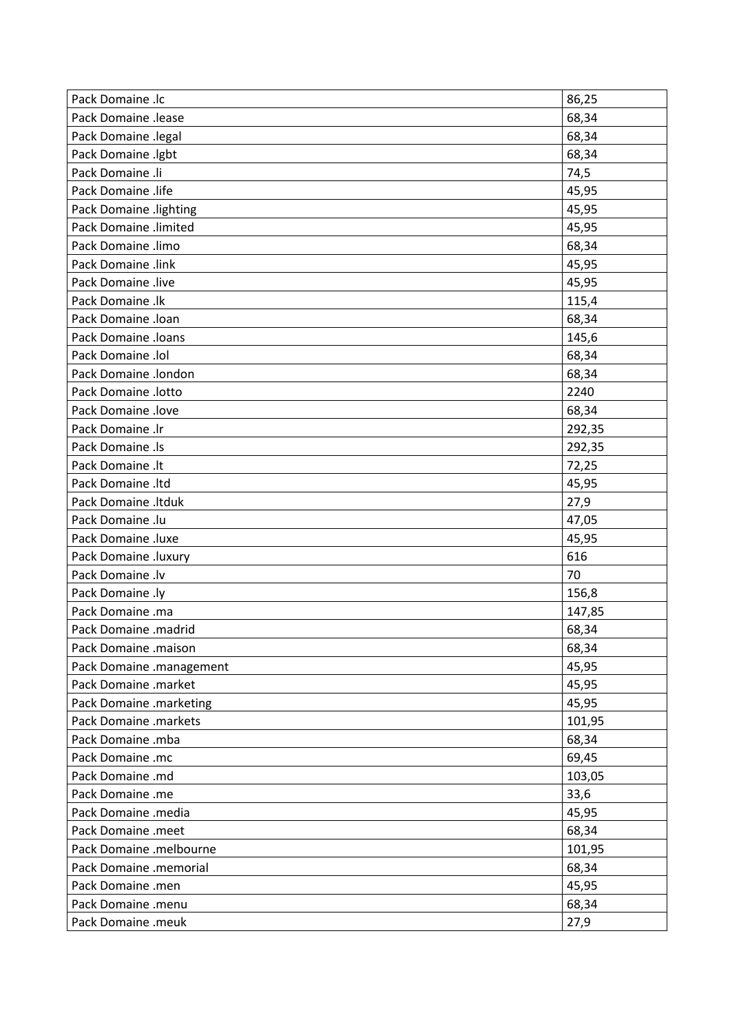| | |
|---|---|
| Pack Domaine .lc | 86,25 |
| Pack Domaine .lease | 68,34 |
| Pack Domaine .legal | 68,34 |
| Pack Domaine .lgbt | 68,34 |
| Pack Domaine .li | 74,5 |
| Pack Domaine .life | 45,95 |
| Pack Domaine .lighting | 45,95 |
| Pack Domaine .limited | 45,95 |
| Pack Domaine .limo | 68,34 |
| Pack Domaine .link | 45,95 |
| Pack Domaine .live | 45,95 |
| Pack Domaine .lk | 115,4 |
| Pack Domaine .loan | 68,34 |
| Pack Domaine .loans | 145,6 |
| Pack Domaine .lol | 68,34 |
| Pack Domaine .london | 68,34 |
| Pack Domaine .lotto | 2240 |
| Pack Domaine .love | 68,34 |
| Pack Domaine .lr | 292,35 |
| Pack Domaine .ls | 292,35 |
| Pack Domaine .lt | 72,25 |
| Pack Domaine .ltd | 45,95 |
| Pack Domaine .ltduk | 27,9 |
| Pack Domaine .lu | 47,05 |
| Pack Domaine .luxe | 45,95 |
| Pack Domaine .luxury | 616 |
| Pack Domaine .lv | 70 |
| Pack Domaine .ly | 156,8 |
| Pack Domaine .ma | 147,85 |
| Pack Domaine .madrid | 68,34 |
| Pack Domaine .maison | 68,34 |
| Pack Domaine .management | 45,95 |
| Pack Domaine .market | 45,95 |
| Pack Domaine .marketing | 45,95 |
| Pack Domaine .markets | 101,95 |
| Pack Domaine .mba | 68,34 |
| Pack Domaine .mc | 69,45 |
| Pack Domaine .md | 103,05 |
| Pack Domaine .me | 33,6 |
| Pack Domaine .media | 45,95 |
| Pack Domaine .meet | 68,34 |
| Pack Domaine .melbourne | 101,95 |
| Pack Domaine .memorial | 68,34 |
| Pack Domaine .men | 45,95 |
| Pack Domaine .menu | 68,34 |
| Pack Domaine .meuk | 27,9 |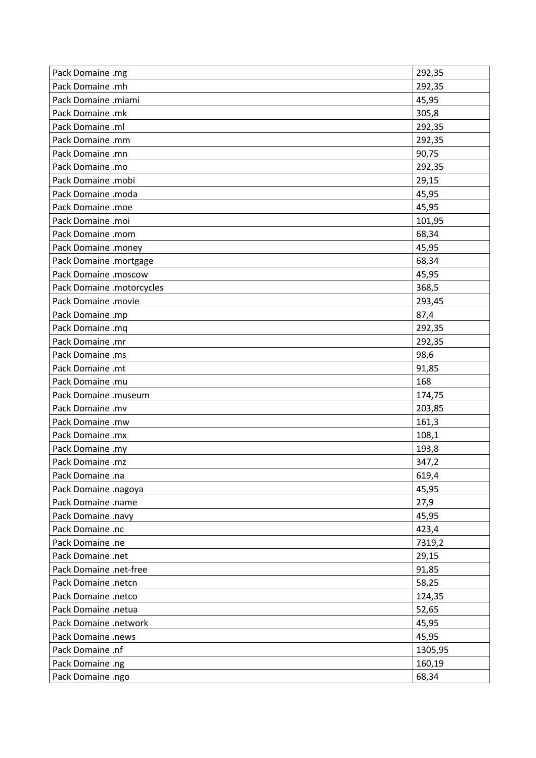| | |
|---|---|
| Pack Domaine .mg | 292,35 |
| Pack Domaine .mh | 292,35 |
| Pack Domaine .miami | 45,95 |
| Pack Domaine .mk | 305,8 |
| Pack Domaine .ml | 292,35 |
| Pack Domaine .mm | 292,35 |
| Pack Domaine .mn | 90,75 |
| Pack Domaine .mo | 292,35 |
| Pack Domaine .mobi | 29,15 |
| Pack Domaine .moda | 45,95 |
| Pack Domaine .moe | 45,95 |
| Pack Domaine .moi | 101,95 |
| Pack Domaine .mom | 68,34 |
| Pack Domaine .money | 45,95 |
| Pack Domaine .mortgage | 68,34 |
| Pack Domaine .moscow | 45,95 |
| Pack Domaine .motorcycles | 368,5 |
| Pack Domaine .movie | 293,45 |
| Pack Domaine .mp | 87,4 |
| Pack Domaine .mq | 292,35 |
| Pack Domaine .mr | 292,35 |
| Pack Domaine .ms | 98,6 |
| Pack Domaine .mt | 91,85 |
| Pack Domaine .mu | 168 |
| Pack Domaine .museum | 174,75 |
| Pack Domaine .mv | 203,85 |
| Pack Domaine .mw | 161,3 |
| Pack Domaine .mx | 108,1 |
| Pack Domaine .my | 193,8 |
| Pack Domaine .mz | 347,2 |
| Pack Domaine .na | 619,4 |
| Pack Domaine .nagoya | 45,95 |
| Pack Domaine .name | 27,9 |
| Pack Domaine .navy | 45,95 |
| Pack Domaine .nc | 423,4 |
| Pack Domaine .ne | 7319,2 |
| Pack Domaine .net | 29,15 |
| Pack Domaine .net-free | 91,85 |
| Pack Domaine .netcn | 58,25 |
| Pack Domaine .netco | 124,35 |
| Pack Domaine .netua | 52,65 |
| Pack Domaine .network | 45,95 |
| Pack Domaine .news | 45,95 |
| Pack Domaine .nf | 1305,95 |
| Pack Domaine .ng | 160,19 |
| Pack Domaine .ngo | 68,34 |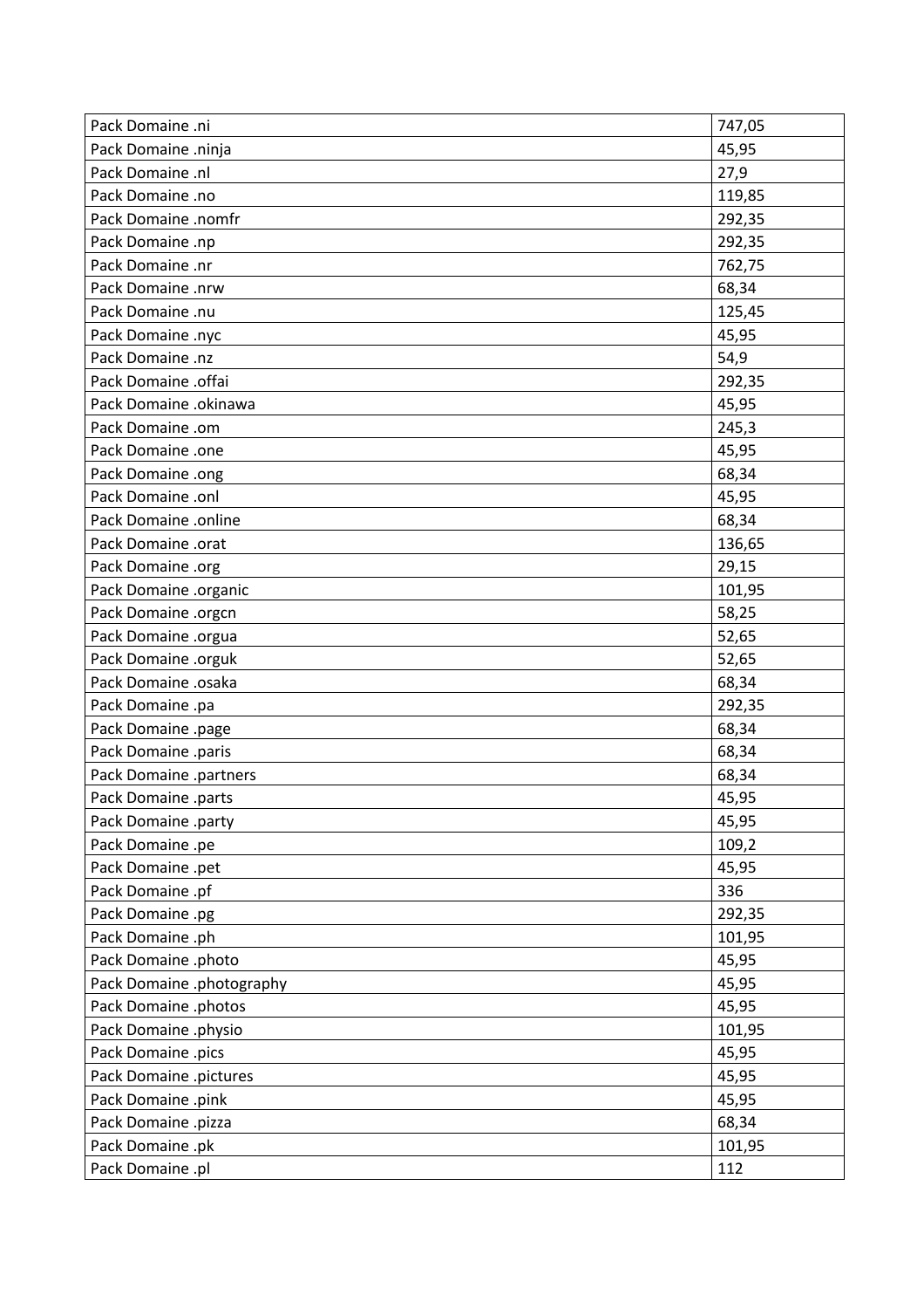| | |
|---|---|
| Pack Domaine .ni | 747,05 |
| Pack Domaine .ninja | 45,95 |
| Pack Domaine .nl | 27,9 |
| Pack Domaine .no | 119,85 |
| Pack Domaine .nomfr | 292,35 |
| Pack Domaine .np | 292,35 |
| Pack Domaine .nr | 762,75 |
| Pack Domaine .nrw | 68,34 |
| Pack Domaine .nu | 125,45 |
| Pack Domaine .nyc | 45,95 |
| Pack Domaine .nz | 54,9 |
| Pack Domaine .offai | 292,35 |
| Pack Domaine .okinawa | 45,95 |
| Pack Domaine .om | 245,3 |
| Pack Domaine .one | 45,95 |
| Pack Domaine .ong | 68,34 |
| Pack Domaine .onl | 45,95 |
| Pack Domaine .online | 68,34 |
| Pack Domaine .orat | 136,65 |
| Pack Domaine .org | 29,15 |
| Pack Domaine .organic | 101,95 |
| Pack Domaine .orgcn | 58,25 |
| Pack Domaine .orgua | 52,65 |
| Pack Domaine .orguk | 52,65 |
| Pack Domaine .osaka | 68,34 |
| Pack Domaine .pa | 292,35 |
| Pack Domaine .page | 68,34 |
| Pack Domaine .paris | 68,34 |
| Pack Domaine .partners | 68,34 |
| Pack Domaine .parts | 45,95 |
| Pack Domaine .party | 45,95 |
| Pack Domaine .pe | 109,2 |
| Pack Domaine .pet | 45,95 |
| Pack Domaine .pf | 336 |
| Pack Domaine .pg | 292,35 |
| Pack Domaine .ph | 101,95 |
| Pack Domaine .photo | 45,95 |
| Pack Domaine .photography | 45,95 |
| Pack Domaine .photos | 45,95 |
| Pack Domaine .physio | 101,95 |
| Pack Domaine .pics | 45,95 |
| Pack Domaine .pictures | 45,95 |
| Pack Domaine .pink | 45,95 |
| Pack Domaine .pizza | 68,34 |
| Pack Domaine .pk | 101,95 |
| Pack Domaine .pl | 112 |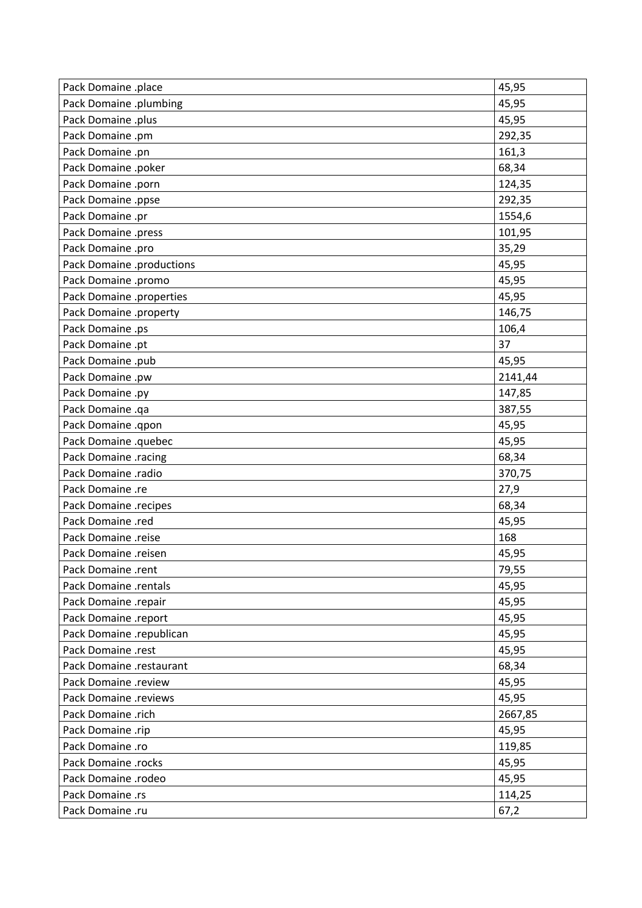| | |
|---|---|
| Pack Domaine .place | 45,95 |
| Pack Domaine .plumbing | 45,95 |
| Pack Domaine .plus | 45,95 |
| Pack Domaine .pm | 292,35 |
| Pack Domaine .pn | 161,3 |
| Pack Domaine .poker | 68,34 |
| Pack Domaine .porn | 124,35 |
| Pack Domaine .ppse | 292,35 |
| Pack Domaine .pr | 1554,6 |
| Pack Domaine .press | 101,95 |
| Pack Domaine .pro | 35,29 |
| Pack Domaine .productions | 45,95 |
| Pack Domaine .promo | 45,95 |
| Pack Domaine .properties | 45,95 |
| Pack Domaine .property | 146,75 |
| Pack Domaine .ps | 106,4 |
| Pack Domaine .pt | 37 |
| Pack Domaine .pub | 45,95 |
| Pack Domaine .pw | 2141,44 |
| Pack Domaine .py | 147,85 |
| Pack Domaine .qa | 387,55 |
| Pack Domaine .qpon | 45,95 |
| Pack Domaine .quebec | 45,95 |
| Pack Domaine .racing | 68,34 |
| Pack Domaine .radio | 370,75 |
| Pack Domaine .re | 27,9 |
| Pack Domaine .recipes | 68,34 |
| Pack Domaine .red | 45,95 |
| Pack Domaine .reise | 168 |
| Pack Domaine .reisen | 45,95 |
| Pack Domaine .rent | 79,55 |
| Pack Domaine .rentals | 45,95 |
| Pack Domaine .repair | 45,95 |
| Pack Domaine .report | 45,95 |
| Pack Domaine .republican | 45,95 |
| Pack Domaine .rest | 45,95 |
| Pack Domaine .restaurant | 68,34 |
| Pack Domaine .review | 45,95 |
| Pack Domaine .reviews | 45,95 |
| Pack Domaine .rich | 2667,85 |
| Pack Domaine .rip | 45,95 |
| Pack Domaine .ro | 119,85 |
| Pack Domaine .rocks | 45,95 |
| Pack Domaine .rodeo | 45,95 |
| Pack Domaine .rs | 114,25 |
| Pack Domaine .ru | 67,2 |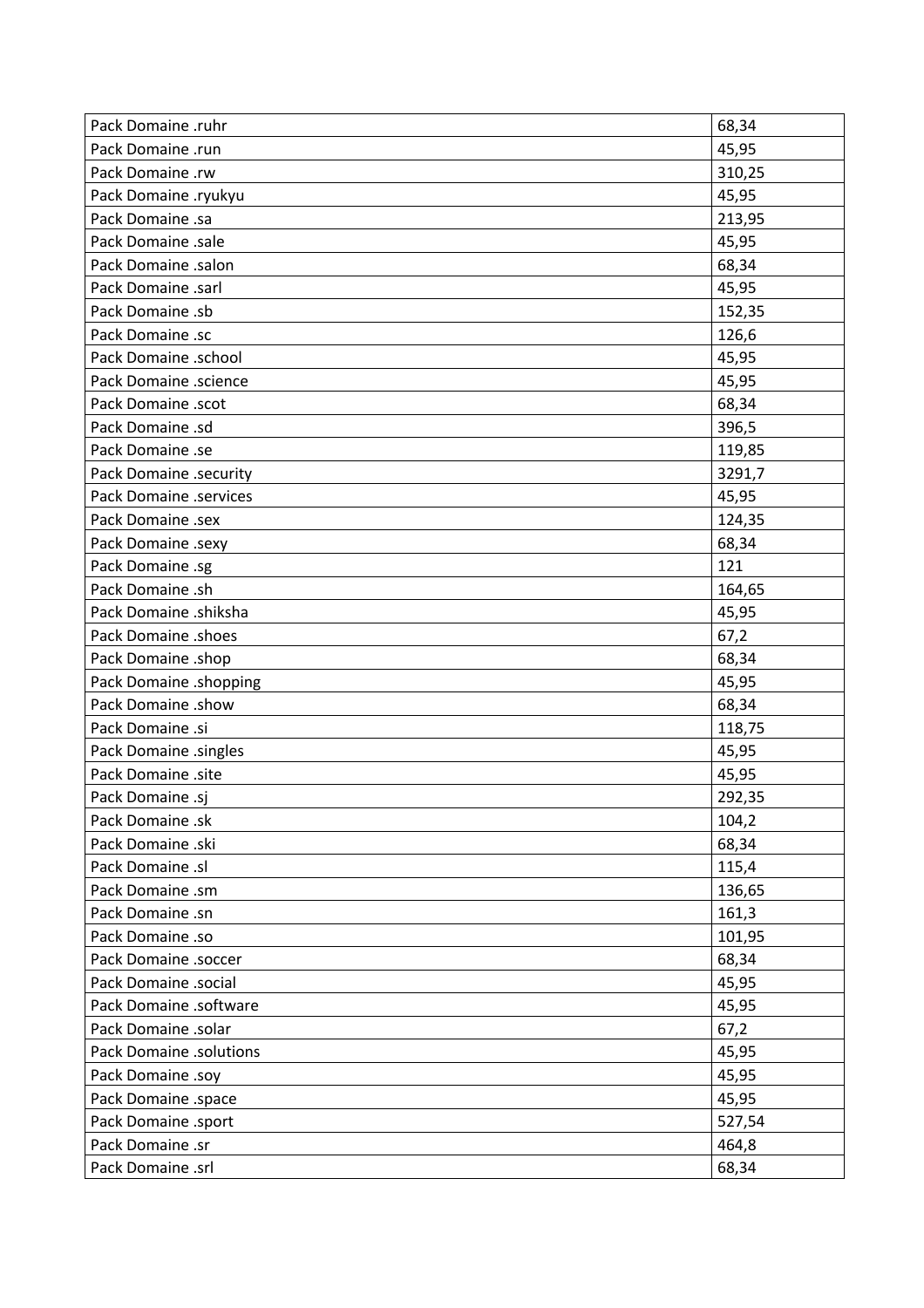| | |
|---|---|
| Pack Domaine .ruhr | 68,34 |
| Pack Domaine .run | 45,95 |
| Pack Domaine .rw | 310,25 |
| Pack Domaine .ryukyu | 45,95 |
| Pack Domaine .sa | 213,95 |
| Pack Domaine .sale | 45,95 |
| Pack Domaine .salon | 68,34 |
| Pack Domaine .sarl | 45,95 |
| Pack Domaine .sb | 152,35 |
| Pack Domaine .sc | 126,6 |
| Pack Domaine .school | 45,95 |
| Pack Domaine .science | 45,95 |
| Pack Domaine .scot | 68,34 |
| Pack Domaine .sd | 396,5 |
| Pack Domaine .se | 119,85 |
| Pack Domaine .security | 3291,7 |
| Pack Domaine .services | 45,95 |
| Pack Domaine .sex | 124,35 |
| Pack Domaine .sexy | 68,34 |
| Pack Domaine .sg | 121 |
| Pack Domaine .sh | 164,65 |
| Pack Domaine .shiksha | 45,95 |
| Pack Domaine .shoes | 67,2 |
| Pack Domaine .shop | 68,34 |
| Pack Domaine .shopping | 45,95 |
| Pack Domaine .show | 68,34 |
| Pack Domaine .si | 118,75 |
| Pack Domaine .singles | 45,95 |
| Pack Domaine .site | 45,95 |
| Pack Domaine .sj | 292,35 |
| Pack Domaine .sk | 104,2 |
| Pack Domaine .ski | 68,34 |
| Pack Domaine .sl | 115,4 |
| Pack Domaine .sm | 136,65 |
| Pack Domaine .sn | 161,3 |
| Pack Domaine .so | 101,95 |
| Pack Domaine .soccer | 68,34 |
| Pack Domaine .social | 45,95 |
| Pack Domaine .software | 45,95 |
| Pack Domaine .solar | 67,2 |
| Pack Domaine .solutions | 45,95 |
| Pack Domaine .soy | 45,95 |
| Pack Domaine .space | 45,95 |
| Pack Domaine .sport | 527,54 |
| Pack Domaine .sr | 464,8 |
| Pack Domaine .srl | 68,34 |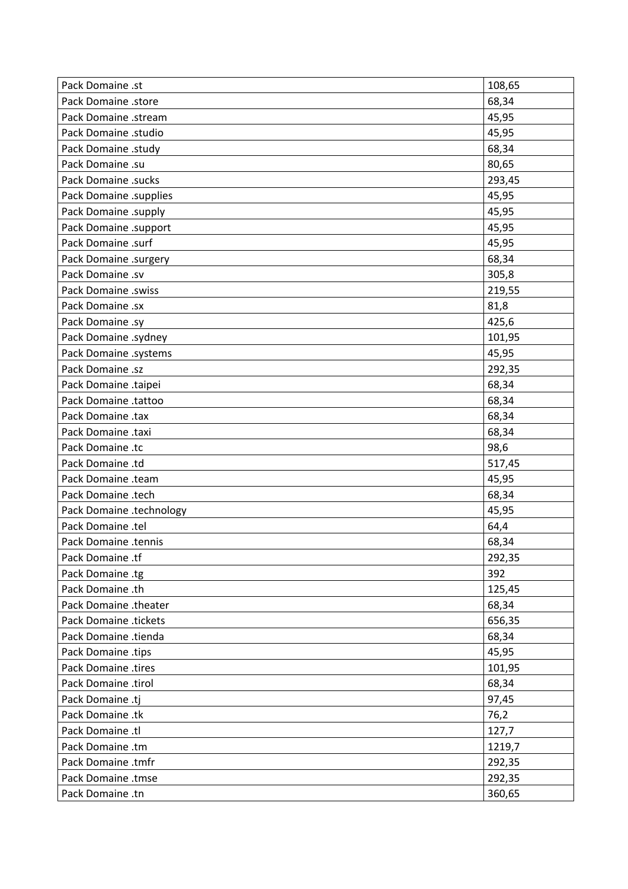| | |
|---|---|
| Pack Domaine .st | 108,65 |
| Pack Domaine .store | 68,34 |
| Pack Domaine .stream | 45,95 |
| Pack Domaine .studio | 45,95 |
| Pack Domaine .study | 68,34 |
| Pack Domaine .su | 80,65 |
| Pack Domaine .sucks | 293,45 |
| Pack Domaine .supplies | 45,95 |
| Pack Domaine .supply | 45,95 |
| Pack Domaine .support | 45,95 |
| Pack Domaine .surf | 45,95 |
| Pack Domaine .surgery | 68,34 |
| Pack Domaine .sv | 305,8 |
| Pack Domaine .swiss | 219,55 |
| Pack Domaine .sx | 81,8 |
| Pack Domaine .sy | 425,6 |
| Pack Domaine .sydney | 101,95 |
| Pack Domaine .systems | 45,95 |
| Pack Domaine .sz | 292,35 |
| Pack Domaine .taipei | 68,34 |
| Pack Domaine .tattoo | 68,34 |
| Pack Domaine .tax | 68,34 |
| Pack Domaine .taxi | 68,34 |
| Pack Domaine .tc | 98,6 |
| Pack Domaine .td | 517,45 |
| Pack Domaine .team | 45,95 |
| Pack Domaine .tech | 68,34 |
| Pack Domaine .technology | 45,95 |
| Pack Domaine .tel | 64,4 |
| Pack Domaine .tennis | 68,34 |
| Pack Domaine .tf | 292,35 |
| Pack Domaine .tg | 392 |
| Pack Domaine .th | 125,45 |
| Pack Domaine .theater | 68,34 |
| Pack Domaine .tickets | 656,35 |
| Pack Domaine .tienda | 68,34 |
| Pack Domaine .tips | 45,95 |
| Pack Domaine .tires | 101,95 |
| Pack Domaine .tirol | 68,34 |
| Pack Domaine .tj | 97,45 |
| Pack Domaine .tk | 76,2 |
| Pack Domaine .tl | 127,7 |
| Pack Domaine .tm | 1219,7 |
| Pack Domaine .tmfr | 292,35 |
| Pack Domaine .tmse | 292,35 |
| Pack Domaine .tn | 360,65 |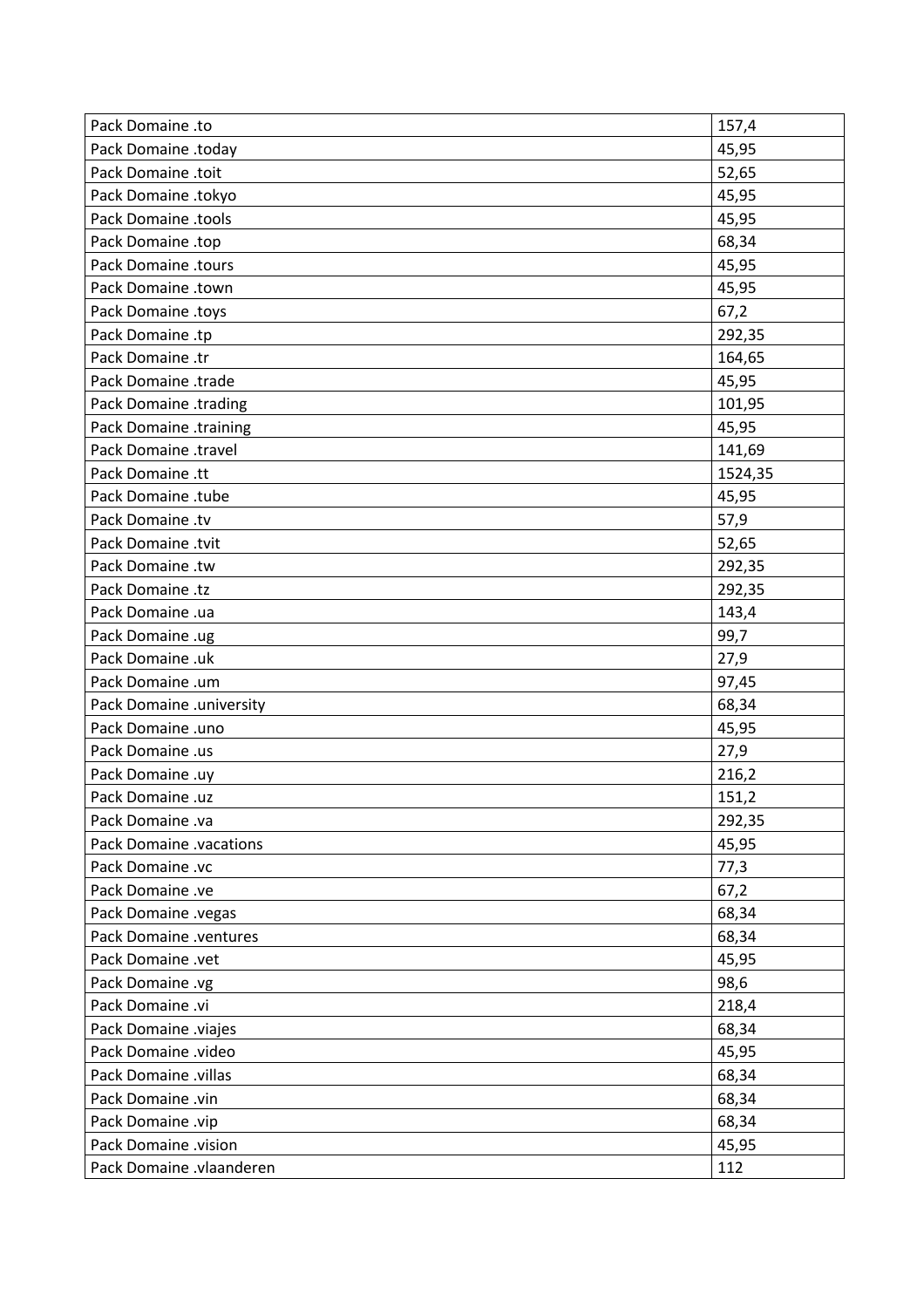| | |
|---|---|
| Pack Domaine .to | 157,4 |
| Pack Domaine .today | 45,95 |
| Pack Domaine .toit | 52,65 |
| Pack Domaine .tokyo | 45,95 |
| Pack Domaine .tools | 45,95 |
| Pack Domaine .top | 68,34 |
| Pack Domaine .tours | 45,95 |
| Pack Domaine .town | 45,95 |
| Pack Domaine .toys | 67,2 |
| Pack Domaine .tp | 292,35 |
| Pack Domaine .tr | 164,65 |
| Pack Domaine .trade | 45,95 |
| Pack Domaine .trading | 101,95 |
| Pack Domaine .training | 45,95 |
| Pack Domaine .travel | 141,69 |
| Pack Domaine .tt | 1524,35 |
| Pack Domaine .tube | 45,95 |
| Pack Domaine .tv | 57,9 |
| Pack Domaine .tvit | 52,65 |
| Pack Domaine .tw | 292,35 |
| Pack Domaine .tz | 292,35 |
| Pack Domaine .ua | 143,4 |
| Pack Domaine .ug | 99,7 |
| Pack Domaine .uk | 27,9 |
| Pack Domaine .um | 97,45 |
| Pack Domaine .university | 68,34 |
| Pack Domaine .uno | 45,95 |
| Pack Domaine .us | 27,9 |
| Pack Domaine .uy | 216,2 |
| Pack Domaine .uz | 151,2 |
| Pack Domaine .va | 292,35 |
| Pack Domaine .vacations | 45,95 |
| Pack Domaine .vc | 77,3 |
| Pack Domaine .ve | 67,2 |
| Pack Domaine .vegas | 68,34 |
| Pack Domaine .ventures | 68,34 |
| Pack Domaine .vet | 45,95 |
| Pack Domaine .vg | 98,6 |
| Pack Domaine .vi | 218,4 |
| Pack Domaine .viajes | 68,34 |
| Pack Domaine .video | 45,95 |
| Pack Domaine .villas | 68,34 |
| Pack Domaine .vin | 68,34 |
| Pack Domaine .vip | 68,34 |
| Pack Domaine .vision | 45,95 |
| Pack Domaine .vlaanderen | 112 |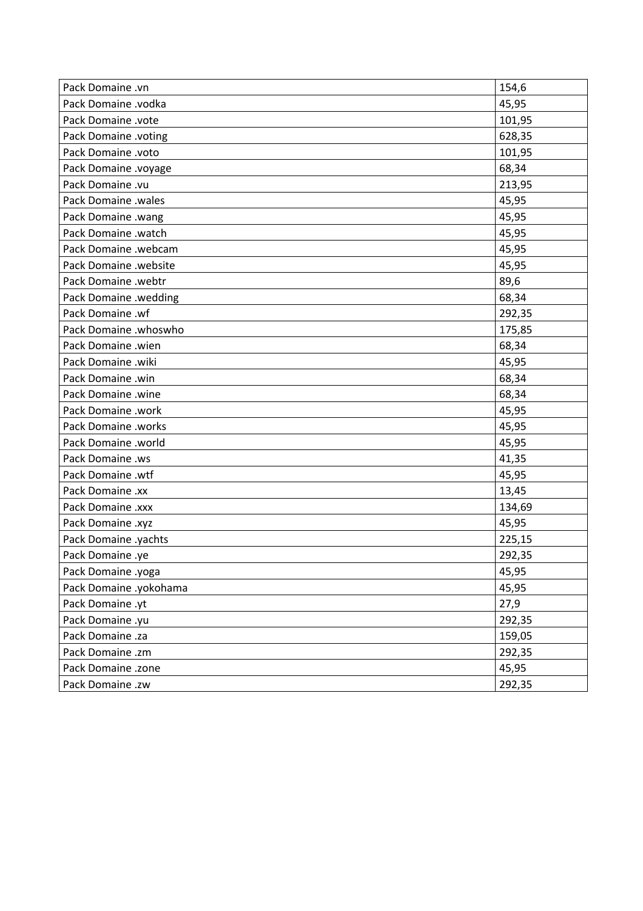| | |
|---|---|
| Pack Domaine .vn | 154,6 |
| Pack Domaine .vodka | 45,95 |
| Pack Domaine .vote | 101,95 |
| Pack Domaine .voting | 628,35 |
| Pack Domaine .voto | 101,95 |
| Pack Domaine .voyage | 68,34 |
| Pack Domaine .vu | 213,95 |
| Pack Domaine .wales | 45,95 |
| Pack Domaine .wang | 45,95 |
| Pack Domaine .watch | 45,95 |
| Pack Domaine .webcam | 45,95 |
| Pack Domaine .website | 45,95 |
| Pack Domaine .webtr | 89,6 |
| Pack Domaine .wedding | 68,34 |
| Pack Domaine .wf | 292,35 |
| Pack Domaine .whoswho | 175,85 |
| Pack Domaine .wien | 68,34 |
| Pack Domaine .wiki | 45,95 |
| Pack Domaine .win | 68,34 |
| Pack Domaine .wine | 68,34 |
| Pack Domaine .work | 45,95 |
| Pack Domaine .works | 45,95 |
| Pack Domaine .world | 45,95 |
| Pack Domaine .ws | 41,35 |
| Pack Domaine .wtf | 45,95 |
| Pack Domaine .xx | 13,45 |
| Pack Domaine .xxx | 134,69 |
| Pack Domaine .xyz | 45,95 |
| Pack Domaine .yachts | 225,15 |
| Pack Domaine .ye | 292,35 |
| Pack Domaine .yoga | 45,95 |
| Pack Domaine .yokohama | 45,95 |
| Pack Domaine .yt | 27,9 |
| Pack Domaine .yu | 292,35 |
| Pack Domaine .za | 159,05 |
| Pack Domaine .zm | 292,35 |
| Pack Domaine .zone | 45,95 |
| Pack Domaine .zw | 292,35 |